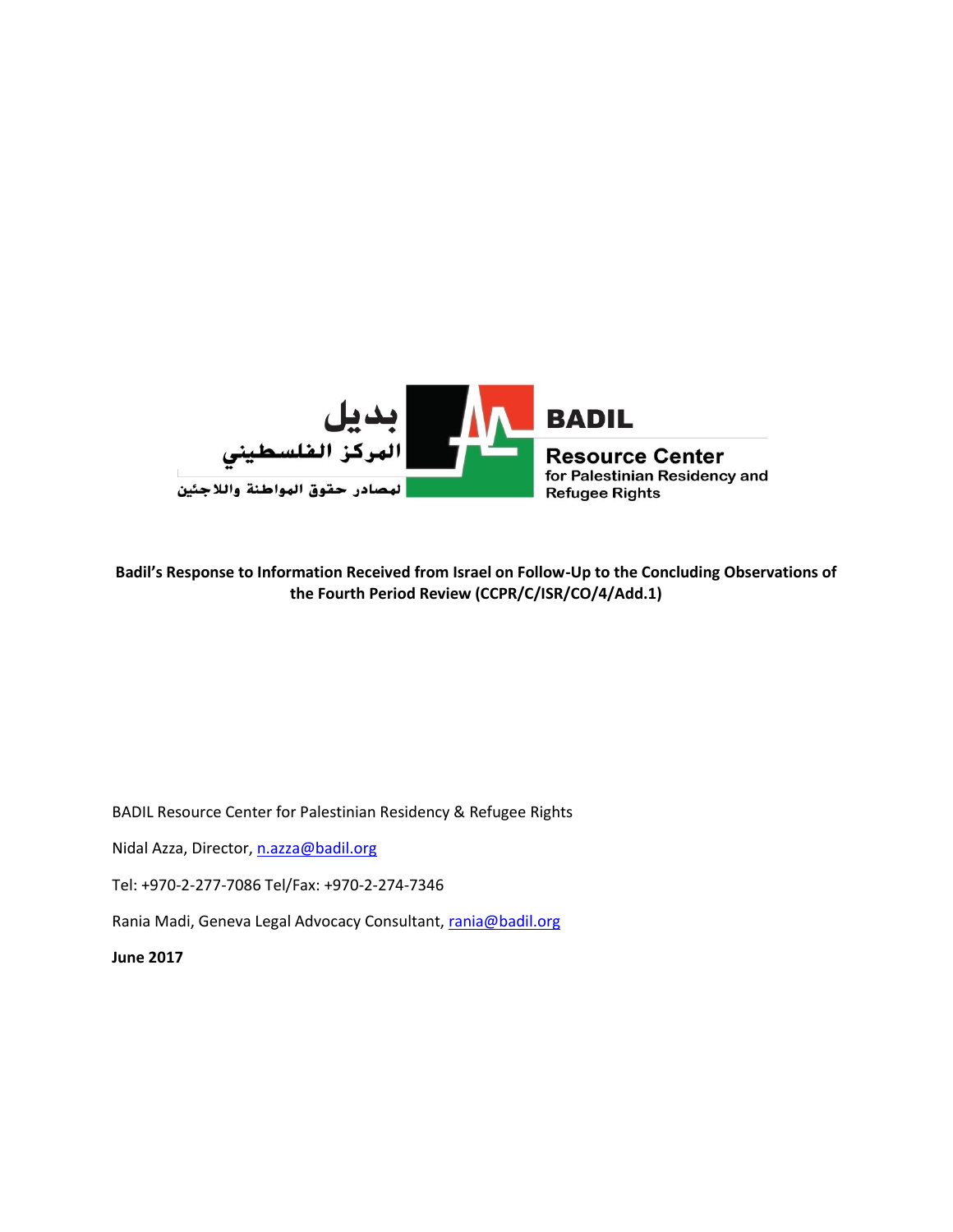بديل
المركز الفلسطيني
لمصادر حقوق المواطنة واللاجئين

**BADIL**

**Resource Center**
**for Palestinian Residency and Refugee Rights**

**Badil's Response to Information Received from Israel on Follow-Up to the Concluding Observations of the Fourth Period Review (CCPR/C/ISR/CO/4/Add.1)**

BADIL Resource Center for Palestinian Residency & Refugee Rights

Nidal Azza, Director, n.azza@badil.org

Tel: +970-2-277-7086 Tel/Fax: +970-2-274-7346

Rania Madi, Geneva Legal Advocacy Consultant, rania@badil.org

**June 2017**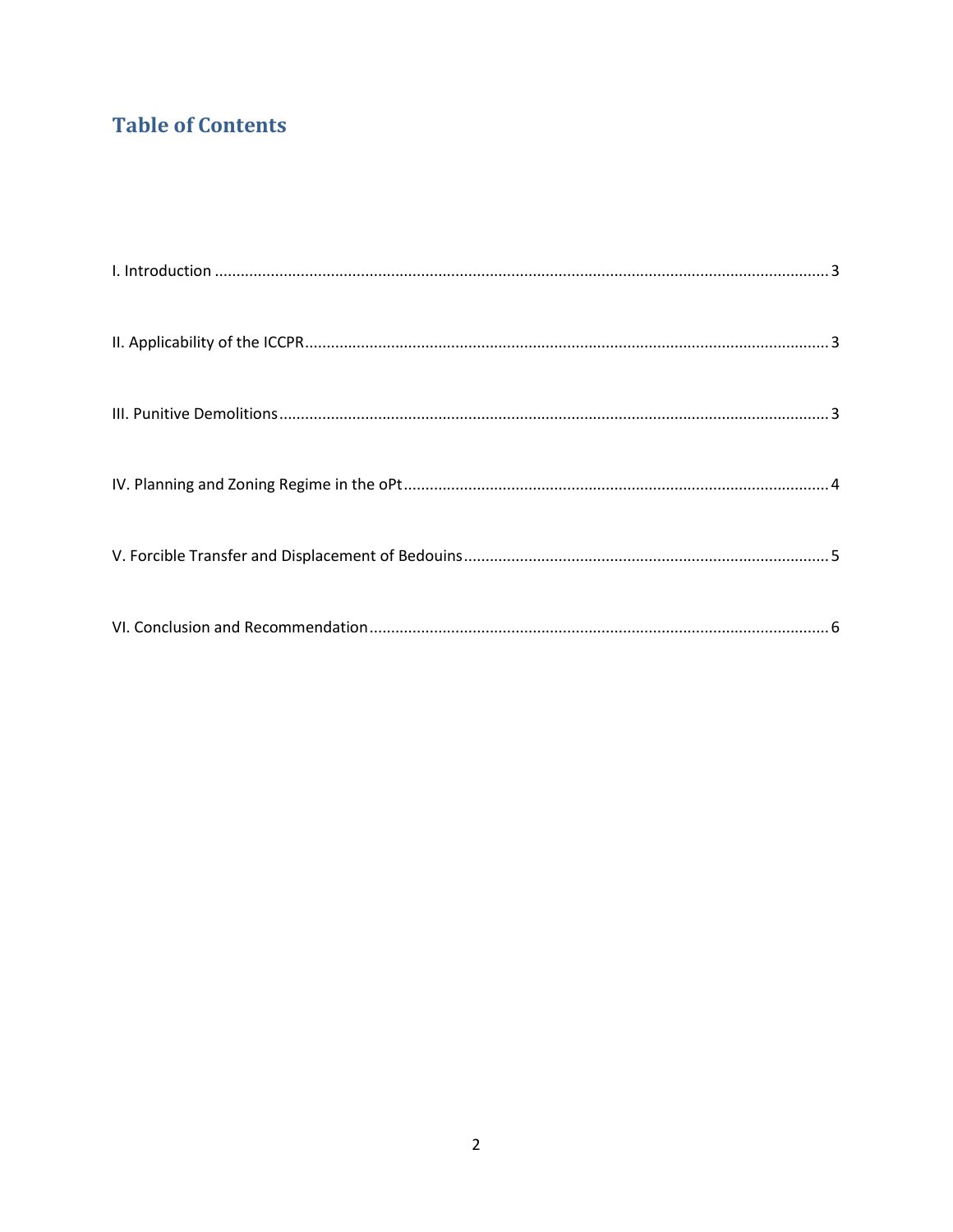## Table of Contents

I. Introduction ............................................................ 3

II. Applicability of the ICCPR ............................................................ 3

III. Punitive Demolitions ............................................................ 3

IV. Planning and Zoning Regime in the oPt ............................................................ 4

V. Forcible Transfer and Displacement of Bedouins ............................................................ 5

VI. Conclusion and Recommendation ............................................................ 6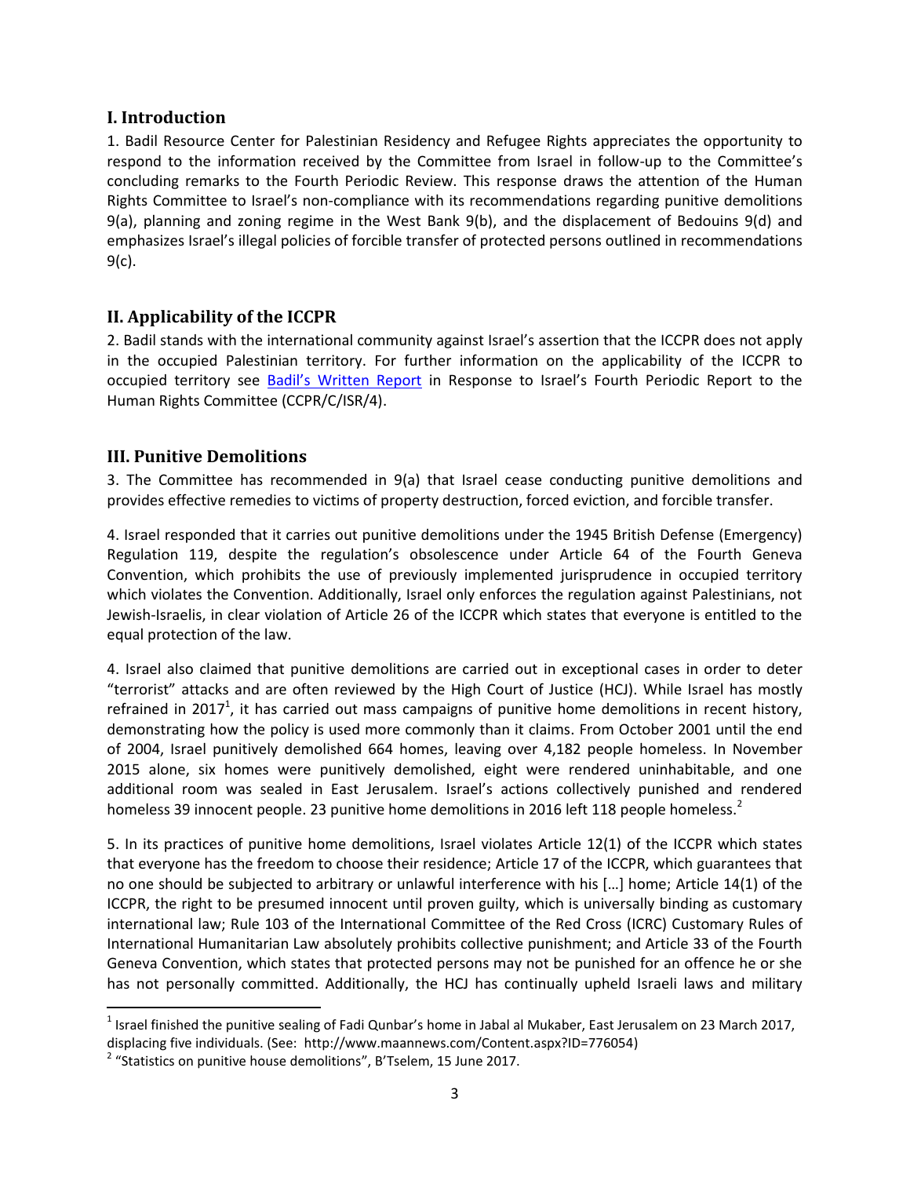## I. Introduction

1. Badil Resource Center for Palestinian Residency and Refugee Rights appreciates the opportunity to respond to the information received by the Committee from Israel in follow-up to the Committee's concluding remarks to the Fourth Periodic Review. This response draws the attention of the Human Rights Committee to Israel's non-compliance with its recommendations regarding punitive demolitions 9(a), planning and zoning regime in the West Bank 9(b), and the displacement of Bedouins 9(d) and emphasizes Israel's illegal policies of forcible transfer of protected persons outlined in recommendations 9(c).

## II. Applicability of the ICCPR

2. Badil stands with the international community against Israel's assertion that the ICCPR does not apply in the occupied Palestinian territory. For further information on the applicability of the ICCPR to occupied territory see Badil's Written Report in Response to Israel's Fourth Periodic Report to the Human Rights Committee (CCPR/C/ISR/4).

## III. Punitive Demolitions

3. The Committee has recommended in 9(a) that Israel cease conducting punitive demolitions and provides effective remedies to victims of property destruction, forced eviction, and forcible transfer.

4. Israel responded that it carries out punitive demolitions under the 1945 British Defense (Emergency) Regulation 119, despite the regulation's obsolescence under Article 64 of the Fourth Geneva Convention, which prohibits the use of previously implemented jurisprudence in occupied territory which violates the Convention. Additionally, Israel only enforces the regulation against Palestinians, not Jewish-Israelis, in clear violation of Article 26 of the ICCPR which states that everyone is entitled to the equal protection of the law.

4. Israel also claimed that punitive demolitions are carried out in exceptional cases in order to deter "terrorist" attacks and are often reviewed by the High Court of Justice (HCJ). While Israel has mostly refrained in 2017[1], it has carried out mass campaigns of punitive home demolitions in recent history, demonstrating how the policy is used more commonly than it claims. From October 2001 until the end of 2004, Israel punitively demolished 664 homes, leaving over 4,182 people homeless. In November 2015 alone, six homes were punitively demolished, eight were rendered uninhabitable, and one additional room was sealed in East Jerusalem. Israel's actions collectively punished and rendered homeless 39 innocent people. 23 punitive home demolitions in 2016 left 118 people homeless.[2]

5. In its practices of punitive home demolitions, Israel violates Article 12(1) of the ICCPR which states that everyone has the freedom to choose their residence; Article 17 of the ICCPR, which guarantees that no one should be subjected to arbitrary or unlawful interference with his […] home; Article 14(1) of the ICCPR, the right to be presumed innocent until proven guilty, which is universally binding as customary international law; Rule 103 of the International Committee of the Red Cross (ICRC) Customary Rules of International Humanitarian Law absolutely prohibits collective punishment; and Article 33 of the Fourth Geneva Convention, which states that protected persons may not be punished for an offence he or she has not personally committed. Additionally, the HCJ has continually upheld Israeli laws and military

---

[1] Israel finished the punitive sealing of Fadi Qunbar's home in Jabal al Mukaber, East Jerusalem on 23 March 2017, displacing five individuals. (See: http://www.maannews.com/Content.aspx?ID=776054)

[2] "Statistics on punitive house demolitions", B'Tselem, 15 June 2017.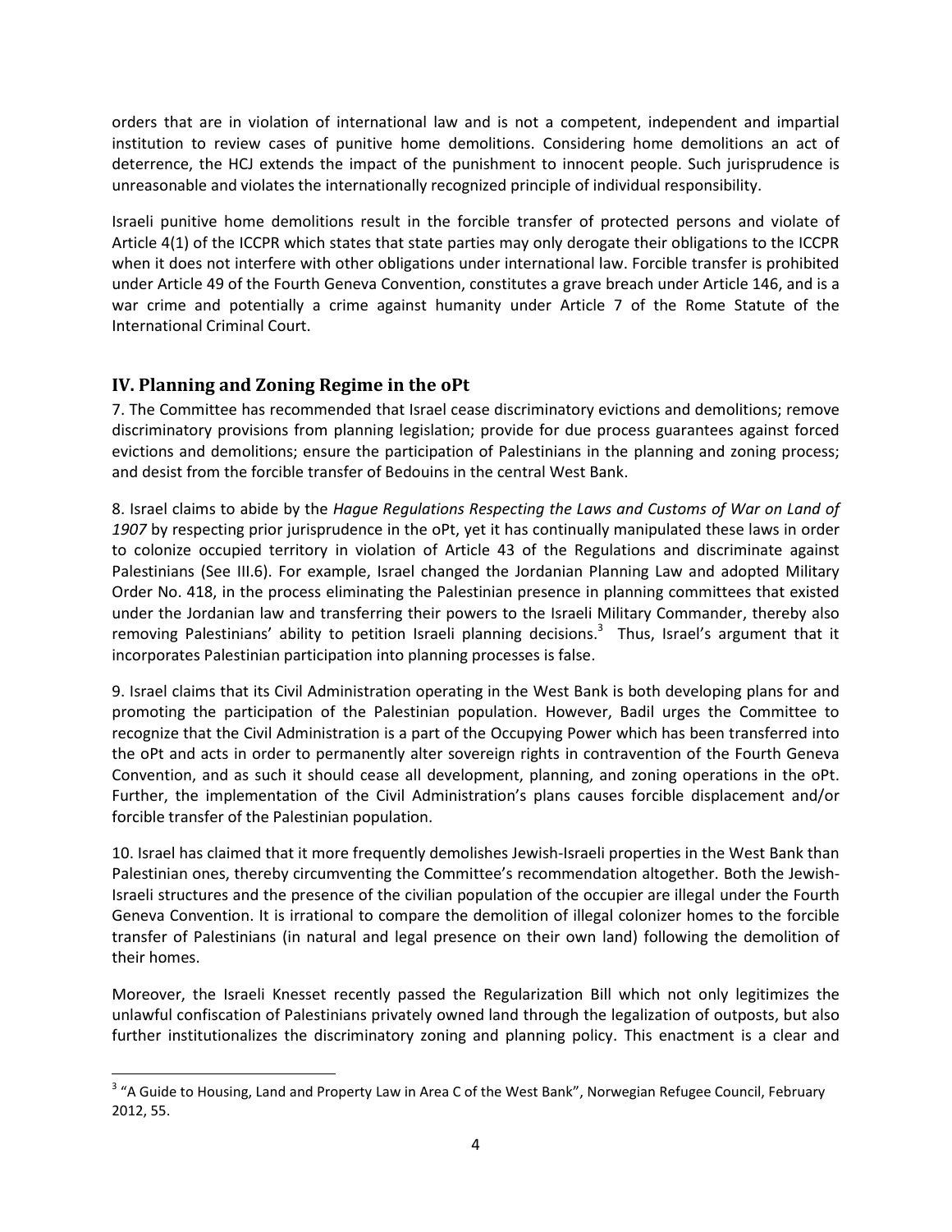orders that are in violation of international law and is not a competent, independent and impartial institution to review cases of punitive home demolitions. Considering home demolitions an act of deterrence, the HCJ extends the impact of the punishment to innocent people. Such jurisprudence is unreasonable and violates the internationally recognized principle of individual responsibility.

Israeli punitive home demolitions result in the forcible transfer of protected persons and violate of Article 4(1) of the ICCPR which states that state parties may only derogate their obligations to the ICCPR when it does not interfere with other obligations under international law. Forcible transfer is prohibited under Article 49 of the Fourth Geneva Convention, constitutes a grave breach under Article 146, and is a war crime and potentially a crime against humanity under Article 7 of the Rome Statute of the International Criminal Court.

## IV. Planning and Zoning Regime in the oPt

7. The Committee has recommended that Israel cease discriminatory evictions and demolitions; remove discriminatory provisions from planning legislation; provide for due process guarantees against forced evictions and demolitions; ensure the participation of Palestinians in the planning and zoning process; and desist from the forcible transfer of Bedouins in the central West Bank.

8. Israel claims to abide by the *Hague Regulations Respecting the Laws and Customs of War on Land of 1907* by respecting prior jurisprudence in the oPt, yet it has continually manipulated these laws in order to colonize occupied territory in violation of Article 43 of the Regulations and discriminate against Palestinians (See III.6). For example, Israel changed the Jordanian Planning Law and adopted Military Order No. 418, in the process eliminating the Palestinian presence in planning committees that existed under the Jordanian law and transferring their powers to the Israeli Military Commander, thereby also removing Palestinians' ability to petition Israeli planning decisions.[3] Thus, Israel's argument that it incorporates Palestinian participation into planning processes is false.

9. Israel claims that its Civil Administration operating in the West Bank is both developing plans for and promoting the participation of the Palestinian population. However, Badil urges the Committee to recognize that the Civil Administration is a part of the Occupying Power which has been transferred into the oPt and acts in order to permanently alter sovereign rights in contravention of the Fourth Geneva Convention, and as such it should cease all development, planning, and zoning operations in the oPt. Further, the implementation of the Civil Administration's plans causes forcible displacement and/or forcible transfer of the Palestinian population.

10. Israel has claimed that it more frequently demolishes Jewish-Israeli properties in the West Bank than Palestinian ones, thereby circumventing the Committee's recommendation altogether. Both the Jewish-Israeli structures and the presence of the civilian population of the occupier are illegal under the Fourth Geneva Convention. It is irrational to compare the demolition of illegal colonizer homes to the forcible transfer of Palestinians (in natural and legal presence on their own land) following the demolition of their homes.

Moreover, the Israeli Knesset recently passed the Regularization Bill which not only legitimizes the unlawful confiscation of Palestinians privately owned land through the legalization of outposts, but also further institutionalizes the discriminatory zoning and planning policy. This enactment is a clear and

---

[3] "A Guide to Housing, Land and Property Law in Area C of the West Bank", Norwegian Refugee Council, February 2012, 55.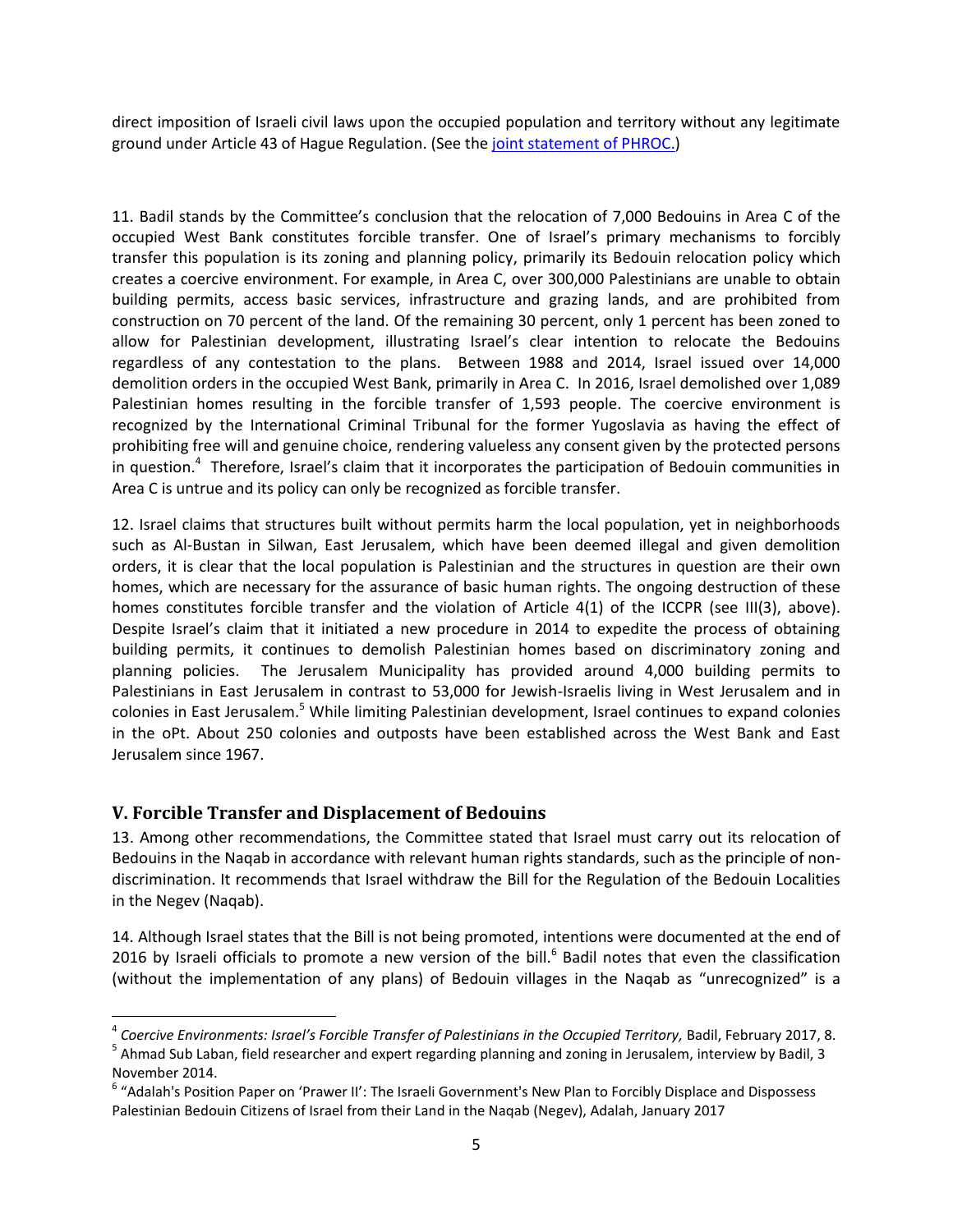direct imposition of Israeli civil laws upon the occupied population and territory without any legitimate ground under Article 43 of Hague Regulation. (See the [joint statement of PHROC.](#))

11. Badil stands by the Committee's conclusion that the relocation of 7,000 Bedouins in Area C of the occupied West Bank constitutes forcible transfer. One of Israel's primary mechanisms to forcibly transfer this population is its zoning and planning policy, primarily its Bedouin relocation policy which creates a coercive environment. For example, in Area C, over 300,000 Palestinians are unable to obtain building permits, access basic services, infrastructure and grazing lands, and are prohibited from construction on 70 percent of the land. Of the remaining 30 percent, only 1 percent has been zoned to allow for Palestinian development, illustrating Israel's clear intention to relocate the Bedouins regardless of any contestation to the plans. Between 1988 and 2014, Israel issued over 14,000 demolition orders in the occupied West Bank, primarily in Area C. In 2016, Israel demolished over 1,089 Palestinian homes resulting in the forcible transfer of 1,593 people. The coercive environment is recognized by the International Criminal Tribunal for the former Yugoslavia as having the effect of prohibiting free will and genuine choice, rendering valueless any consent given by the protected persons in question.[4] Therefore, Israel's claim that it incorporates the participation of Bedouin communities in Area C is untrue and its policy can only be recognized as forcible transfer.

12. Israel claims that structures built without permits harm the local population, yet in neighborhoods such as Al-Bustan in Silwan, East Jerusalem, which have been deemed illegal and given demolition orders, it is clear that the local population is Palestinian and the structures in question are their own homes, which are necessary for the assurance of basic human rights. The ongoing destruction of these homes constitutes forcible transfer and the violation of Article 4(1) of the ICCPR (see III(3), above). Despite Israel's claim that it initiated a new procedure in 2014 to expedite the process of obtaining building permits, it continues to demolish Palestinian homes based on discriminatory zoning and planning policies. The Jerusalem Municipality has provided around 4,000 building permits to Palestinians in East Jerusalem in contrast to 53,000 for Jewish-Israelis living in West Jerusalem and in colonies in East Jerusalem.[5] While limiting Palestinian development, Israel continues to expand colonies in the oPt. About 250 colonies and outposts have been established across the West Bank and East Jerusalem since 1967.

## V. Forcible Transfer and Displacement of Bedouins

13. Among other recommendations, the Committee stated that Israel must carry out its relocation of Bedouins in the Naqab in accordance with relevant human rights standards, such as the principle of non-discrimination. It recommends that Israel withdraw the Bill for the Regulation of the Bedouin Localities in the Negev (Naqab).

14. Although Israel states that the Bill is not being promoted, intentions were documented at the end of 2016 by Israeli officials to promote a new version of the bill.[6] Badil notes that even the classification (without the implementation of any plans) of Bedouin villages in the Naqab as "unrecognized" is a

---

[4] *Coercive Environments: Israel's Forcible Transfer of Palestinians in the Occupied Territory,* Badil, February 2017, 8.

[5] Ahmad Sub Laban, field researcher and expert regarding planning and zoning in Jerusalem, interview by Badil, 3 November 2014.

[6] "Adalah's Position Paper on 'Prawer II': The Israeli Government's New Plan to Forcibly Displace and Dispossess Palestinian Bedouin Citizens of Israel from their Land in the Naqab (Negev), Adalah, January 2017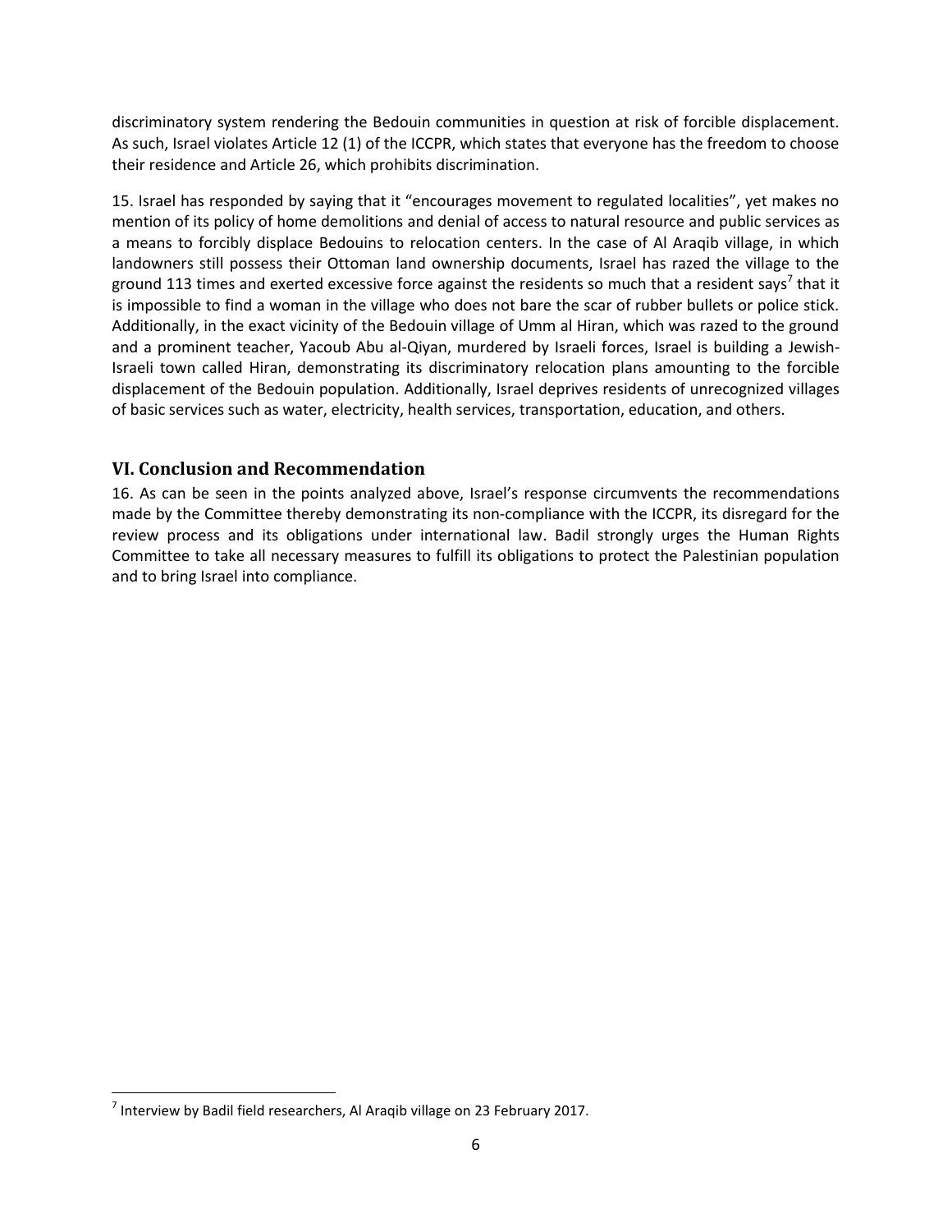discriminatory system rendering the Bedouin communities in question at risk of forcible displacement. As such, Israel violates Article 12 (1) of the ICCPR, which states that everyone has the freedom to choose their residence and Article 26, which prohibits discrimination.

15. Israel has responded by saying that it "encourages movement to regulated localities", yet makes no mention of its policy of home demolitions and denial of access to natural resource and public services as a means to forcibly displace Bedouins to relocation centers. In the case of Al Araqib village, in which landowners still possess their Ottoman land ownership documents, Israel has razed the village to the ground 113 times and exerted excessive force against the residents so much that a resident says[7] that it is impossible to find a woman in the village who does not bare the scar of rubber bullets or police stick. Additionally, in the exact vicinity of the Bedouin village of Umm al Hiran, which was razed to the ground and a prominent teacher, Yacoub Abu al-Qiyan, murdered by Israeli forces, Israel is building a Jewish-Israeli town called Hiran, demonstrating its discriminatory relocation plans amounting to the forcible displacement of the Bedouin population. Additionally, Israel deprives residents of unrecognized villages of basic services such as water, electricity, health services, transportation, education, and others.

## VI. Conclusion and Recommendation

16. As can be seen in the points analyzed above, Israel's response circumvents the recommendations made by the Committee thereby demonstrating its non-compliance with the ICCPR, its disregard for the review process and its obligations under international law. Badil strongly urges the Human Rights Committee to take all necessary measures to fulfill its obligations to protect the Palestinian population and to bring Israel into compliance.

[7] Interview by Badil field researchers, Al Araqib village on 23 February 2017.